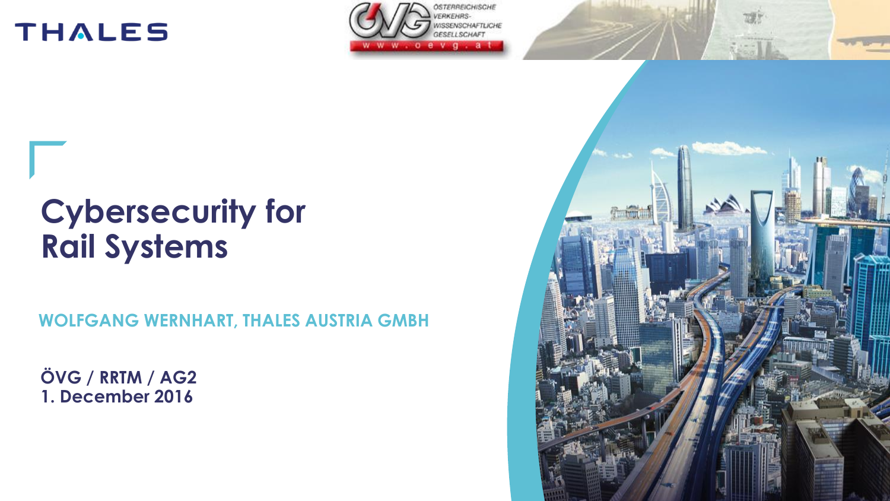# Cybersecurity for Rail Systems

**WOLFGANG WERNHART, THALES AUSTRIA GMBH**

**ÖVG / RRTM / AG2**
**1. December 2016**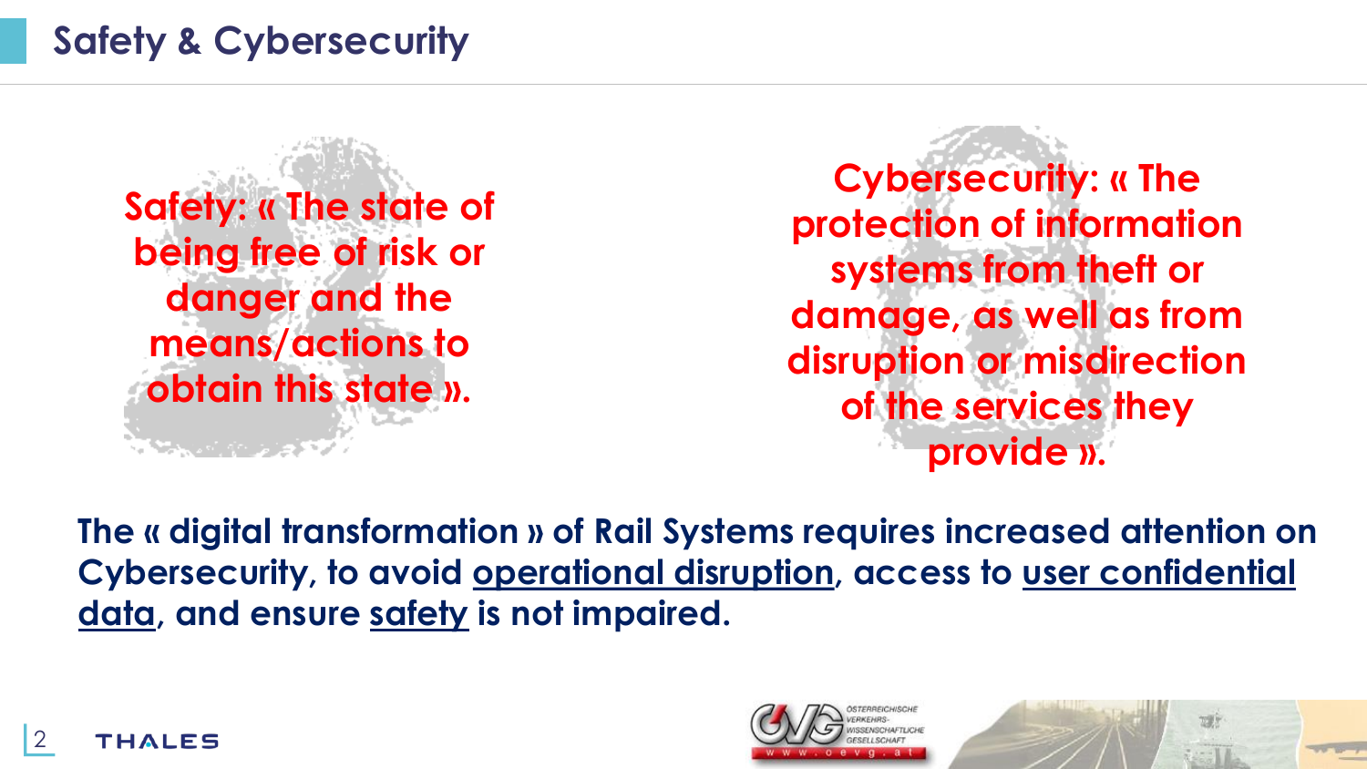# Safety & Cybersecurity

**Safety: « The state of being free of risk or danger and the means/actions to obtain this state ».**

**Cybersecurity: « The protection of information systems from theft or damage, as well as from disruption or misdirection of the services they provide ».**

**The « digital transformation » of Rail Systems requires increased attention on Cybersecurity, to avoid <u>operational disruption</u>, access to <u>user confidential data</u>, and ensure <u>safety</u> is not impaired.**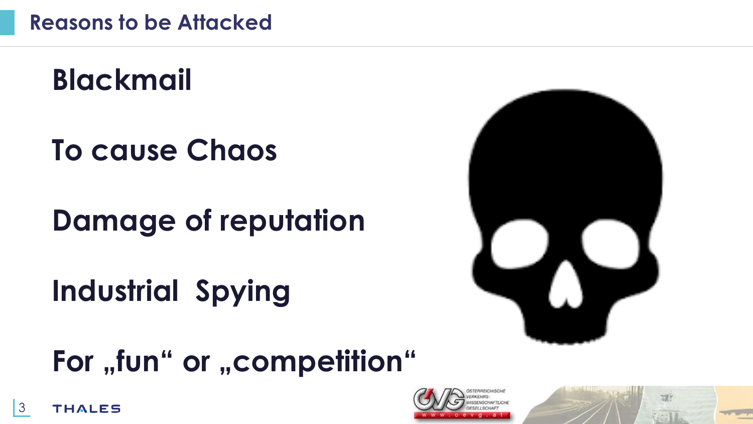# Reasons to be Attacked

**Blackmail**

**To cause Chaos**

**Damage of reputation**

**Industrial Spying**

**For „fun“ or „competition“**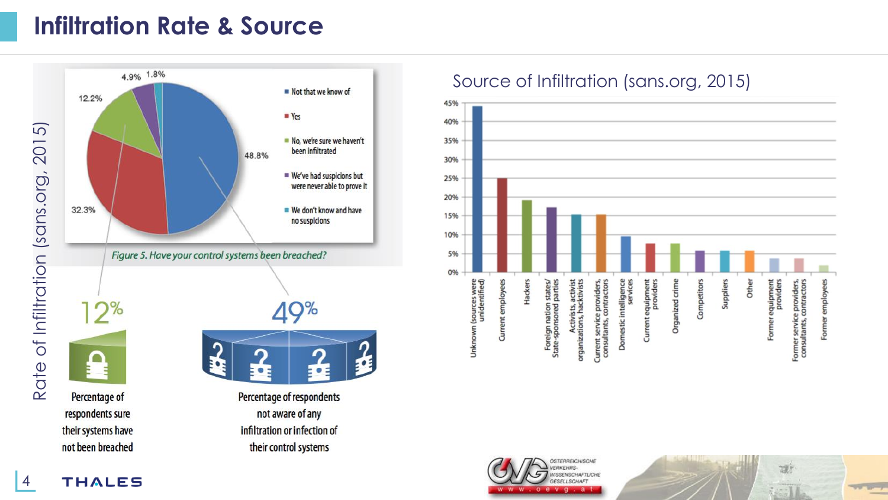# Infiltration Rate & Source

## Rate of Infiltration (sans.org, 2015)

| Response | Percentage |
|---|---|
| Not that we know of | 48.8% |
| Yes | 32.3% |
| No, we're sure we haven't been infiltrated | 12.2% |
| We've had suspicions but were never able to prove it | 4.9% |
| We don't know and have no suspicions | 1.8% |

*Figure 5. Have your control systems been breached?*

**12%** Percentage of respondents sure their systems have not been breached

**49%** Percentage of respondents not aware of any infiltration or infection of their control systems

## Source of Infiltration (sans.org, 2015)

| Source | Approx. Percentage |
|---|---|
| Unknown (sources were unidentified) | 44% |
| Current employees | 25% |
| Hackers | 19% |
| Foreign nation states/ State-sponsored parties | 17% |
| Activists, activist organizations, hacktivists | 15% |
| Current service providers, consultants, contractors | 15% |
| Domestic intelligence services | 9.5% |
| Current equipment providers | 7.5% |
| Organized crime | 7.5% |
| Competitors | 5.5% |
| Suppliers | 5.5% |
| Other | 5.5% |
| Former equipment providers | 3.5% |
| Former service providers, consultants, contractors | 3.5% |
| Former employees | 1.5% |

ÖSTERREICHISCHE VERKEHRS-WISSENSCHAFTLICHE GESELLSCHAFT
www.oevg.at

THALES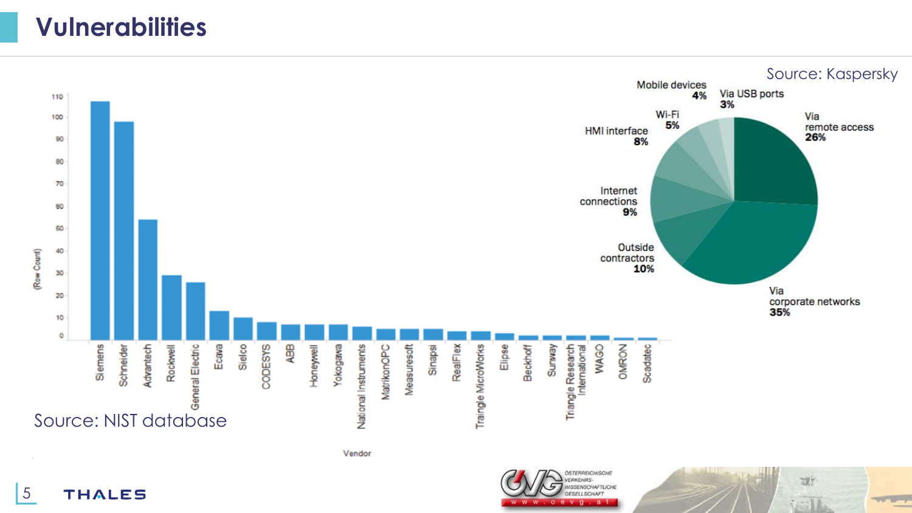# Vulnerabilities

Source: Kaspersky

| Vector | Share |
|---|---|
| Via corporate networks | 35% |
| Via remote access | 26% |
| Outside contractors | 10% |
| Internet connections | 9% |
| HMI interface | 8% |
| Wi-Fi | 5% |
| Mobile devices | 4% |
| Via USB ports | 3% |

Source: NIST database

| Vendor | (Row Count) |
|---|---|
| Siemens | 107 |
| Schneider | 98 |
| Advantech | 54 |
| Rockwell | 29 |
| General Electric | 26 |
| Ecava | 13 |
| Sielco | 10 |
| CODESYS | 8 |
| ABB | 7 |
| Honeywell | 7 |
| Yokogawa | 7 |
| National Instruments | 6 |
| MatrikonOPC | 5 |
| Measuresoft | 5 |
| Sinapsi | 5 |
| RealFlex | 4 |
| Traingle MicroWorks | 4 |
| Elipse | 3 |
| Beckhoff | 2 |
| Sunway | 2 |
| Triangle Research International | 2 |
| WAGO | 2 |
| OMRON | 1 |
| Scadatec | 1 |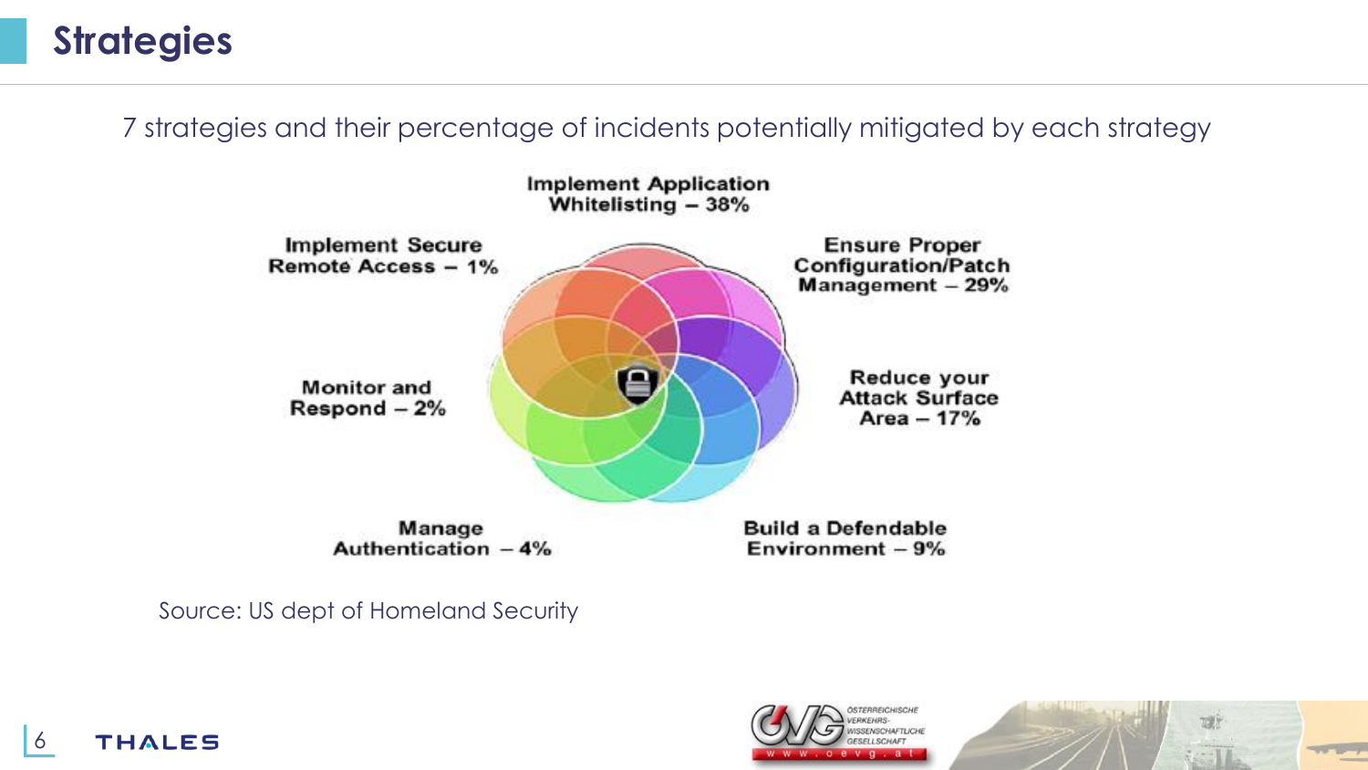# Strategies

7 strategies and their percentage of incidents potentially mitigated by each strategy

- Implement Application Whitelisting – 38%
- Ensure Proper Configuration/Patch Management – 29%
- Reduce your Attack Surface Area – 17%
- Build a Defendable Environment – 9%
- Manage Authentication – 4%
- Monitor and Respond – 2%
- Implement Secure Remote Access – 1%

Source: US dept of Homeland Security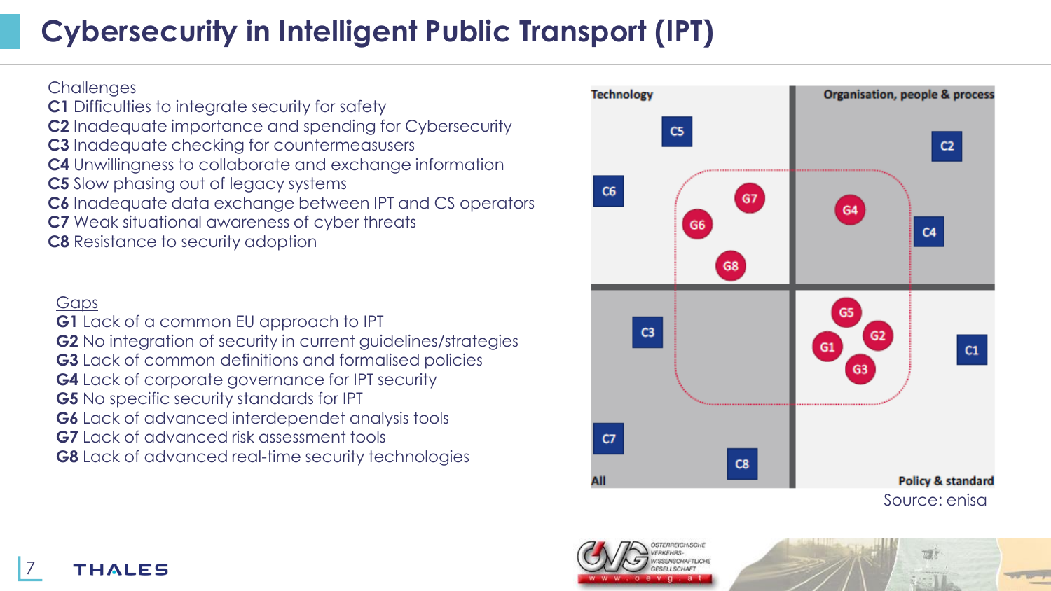# Cybersecurity in Intelligent Public Transport (IPT)

Challenges

**C1** Difficulties to integrate security for safety
**C2** Inadequate importance and spending for Cybersecurity
**C3** Inadequate checking for countermeasusers
**C4** Unwillingness to collaborate and exchange information
**C5** Slow phasing out of legacy systems
**C6** Inadequate data exchange between IPT and CS operators
**C7** Weak situational awareness of cyber threats
**C8** Resistance to security adoption

Gaps

**G1** Lack of a common EU approach to IPT
**G2** No integration of security in current guidelines/strategies
**G3** Lack of common definitions and formalised policies
**G4** Lack of corporate governance for IPT security
**G5** No specific security standards for IPT
**G6** Lack of advanced interdependet analysis tools
**G7** Lack of advanced risk assessment tools
**G8** Lack of advanced real-time security technologies

| Technology | Organisation, people & process |
| --- | --- |
| C5, C6, G6, G7, G8 | C2, C4, G4 |
| **All** | **Policy & standard** |
| C3, C7, C8 | C1, G1, G2, G3, G5 |

Source: enisa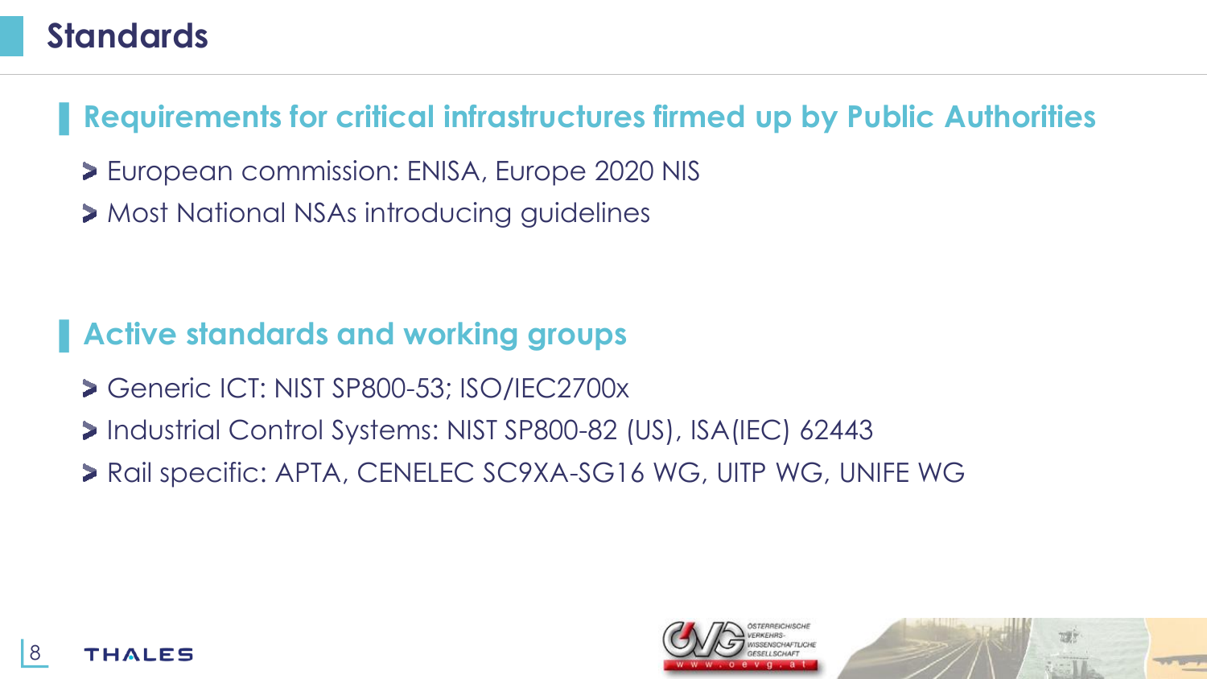# Standards

## Requirements for critical infrastructures firmed up by Public Authorities

- European commission: ENISA, Europe 2020 NIS
- Most National NSAs introducing guidelines

## Active standards and working groups

- Generic ICT: NIST SP800-53; ISO/IEC2700x
- Industrial Control Systems: NIST SP800-82 (US), ISA(IEC) 62443
- Rail specific: APTA, CENELEC SC9XA-SG16 WG, UITP WG, UNIFE WG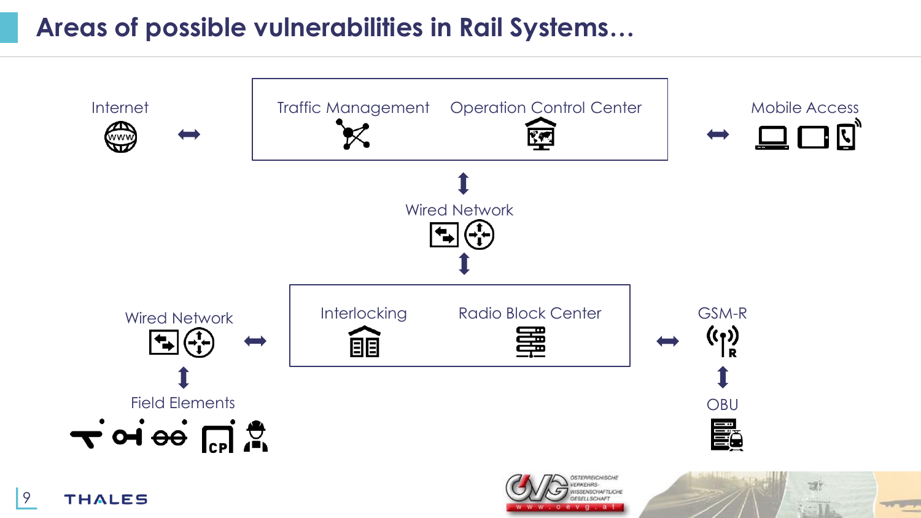# Areas of possible vulnerabilities in Rail Systems…

Internet

Traffic Management

Operation Control Center

Mobile Access

Wired Network

Interlocking

Radio Block Center

Wired Network

GSM-R

Field Elements

OBU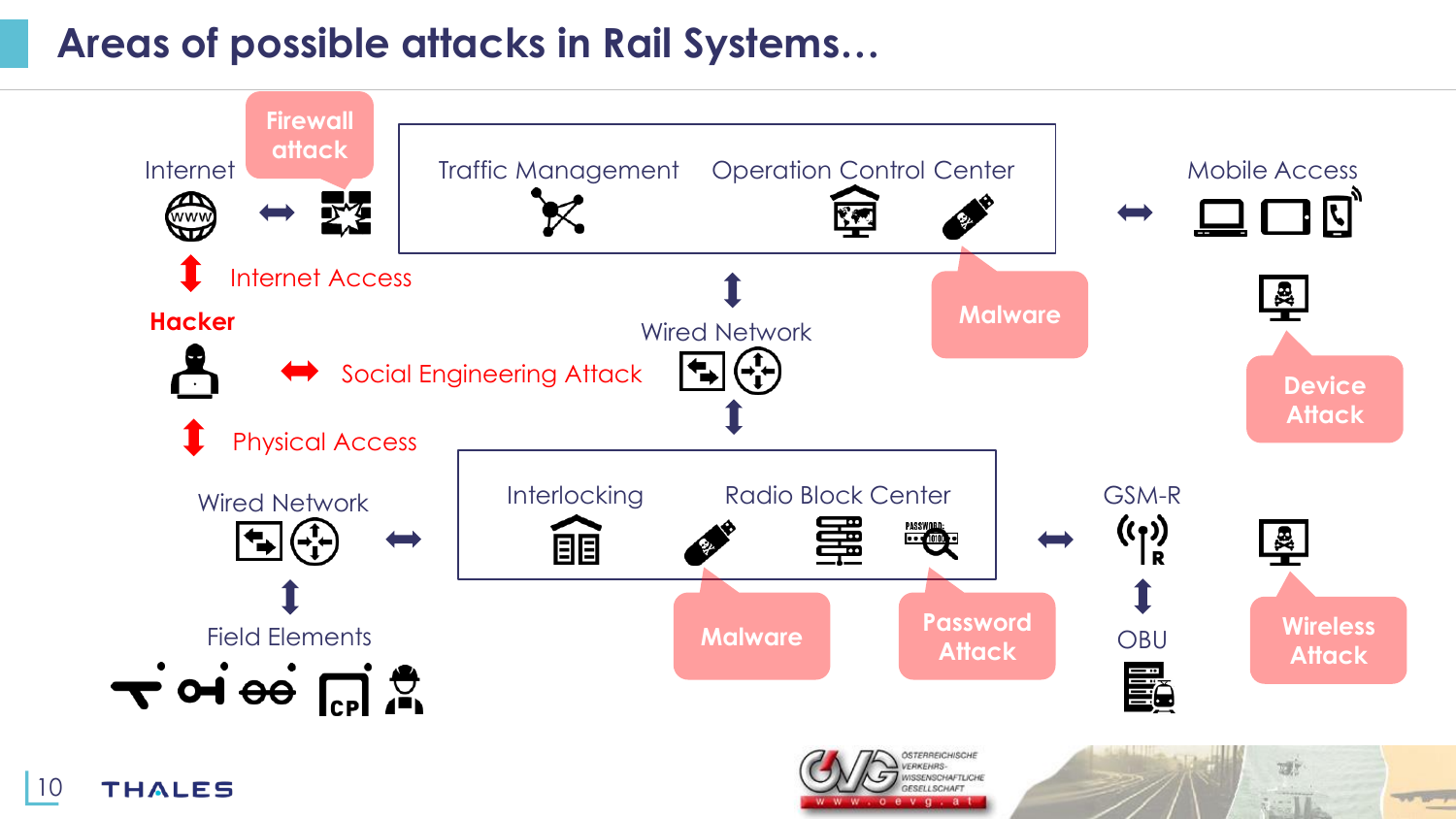# Areas of possible attacks in Rail Systems…

Internet

Firewall attack

Traffic Management

Operation Control Center

Mobile Access

Internet Access

Malware

Hacker

Wired Network

Device Attack

Social Engineering Attack

Physical Access

Wired Network

Interlocking

Radio Block Center

GSM-R

Field Elements

Malware

Password Attack

OBU

Wireless Attack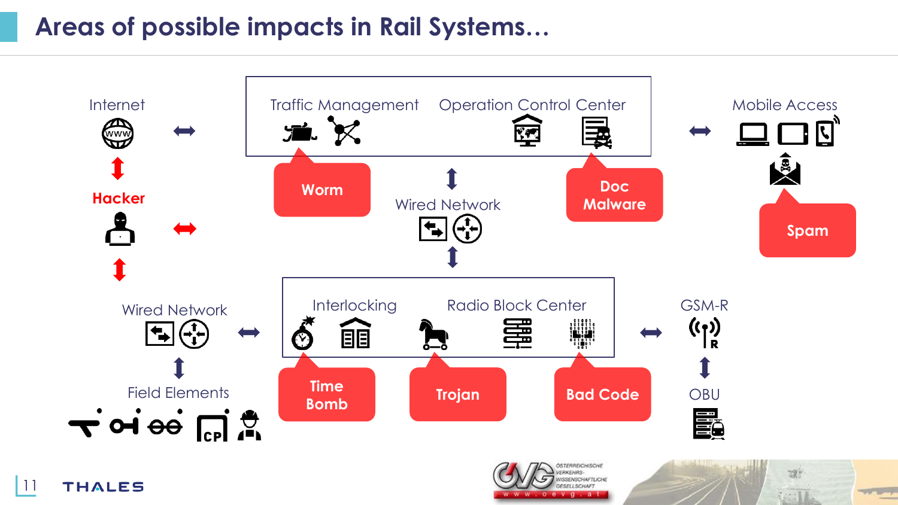# Areas of possible impacts in Rail Systems…

Internet

Hacker

Wired Network

Field Elements

Traffic Management

Operation Control Center

Worm

Doc Malware

Wired Network

Mobile Access

Spam

Interlocking

Radio Block Center

Time Bomb

Trojan

Bad Code

GSM-R

OBU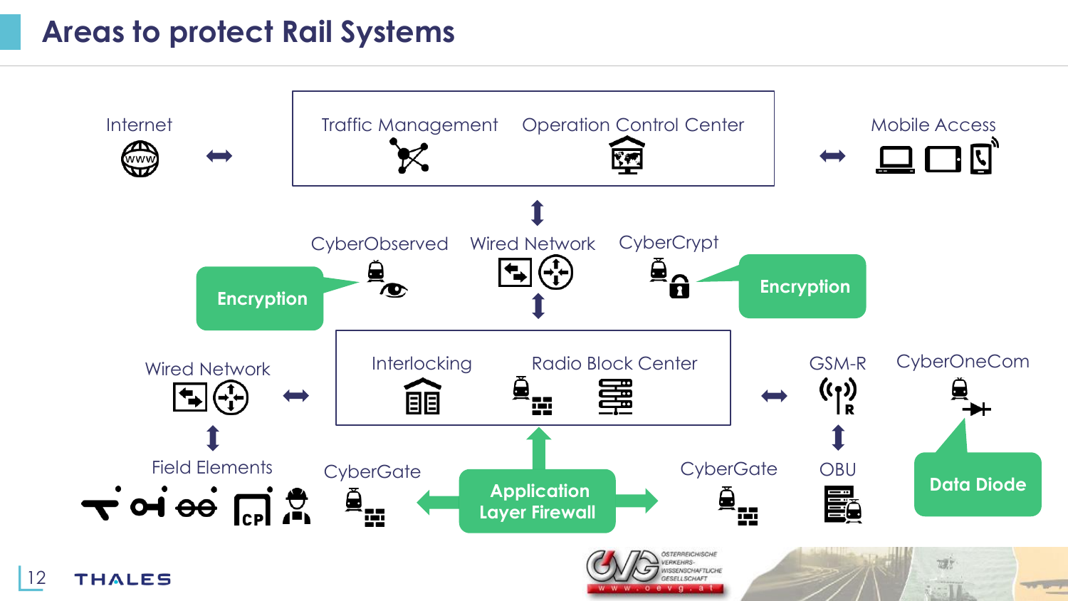# Areas to protect Rail Systems

Internet

Traffic Management

Operation Control Center

Mobile Access

CyberObserved

Wired Network

CyberCrypt

Encryption

Encryption

Wired Network

Interlocking

Radio Block Center

GSM-R

CyberOneCom

Field Elements

CyberGate

Application Layer Firewall

CyberGate

OBU

Data Diode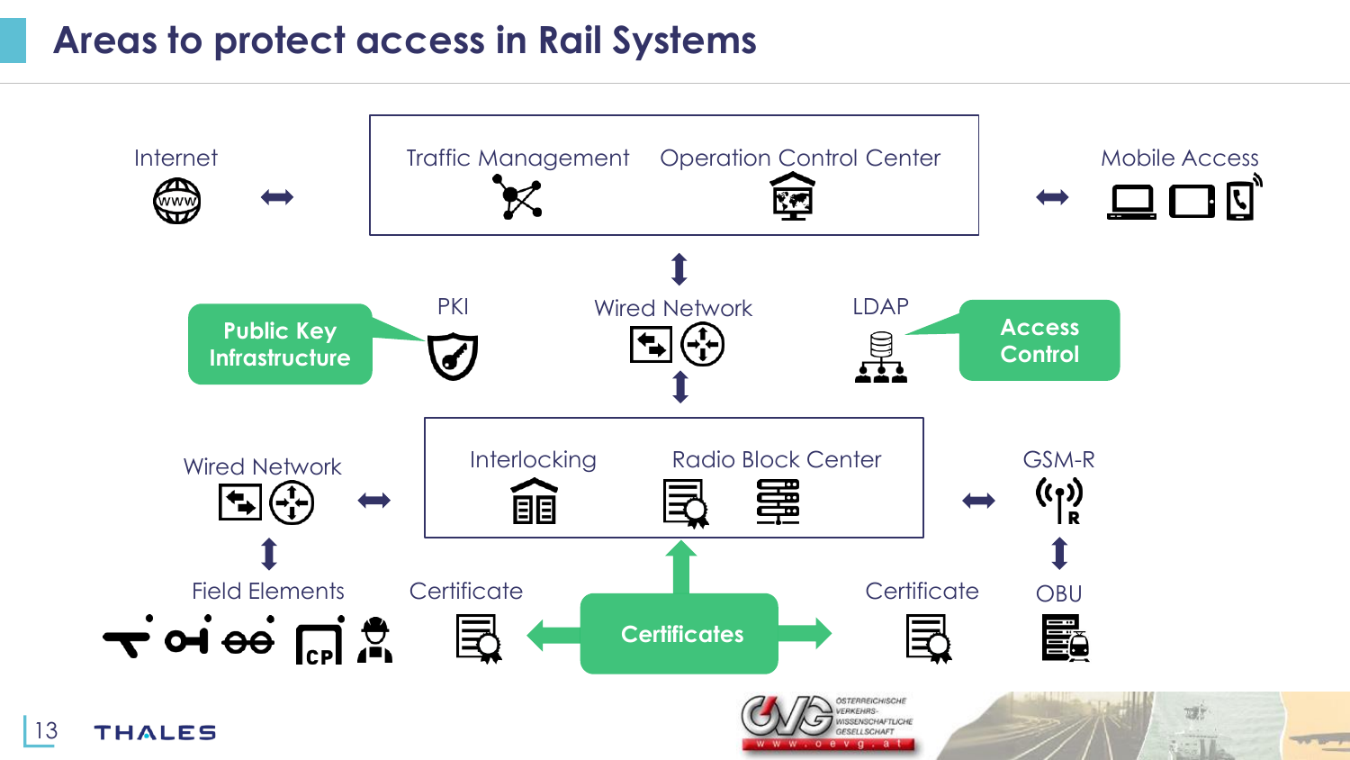# Areas to protect access in Rail Systems

Internet ↔ **Traffic Management** | **Operation Control Center** ↔ Mobile Access

↕

**Public Key Infrastructure** → PKI

Wired Network

**Access Control** → LDAP

↕

Wired Network ↔ **Interlocking** | **Radio Block Center** ↔ GSM-R

↕ (Wired Network → Field Elements)

↕ (GSM-R → OBU)

Field Elements

Certificate ← **Certificates** → Certificate

OBU

ÖSTERREICHISCHE VERKEHRS-WISSENSCHAFTLICHE GESELLSCHAFT

www.oevg.at

THALES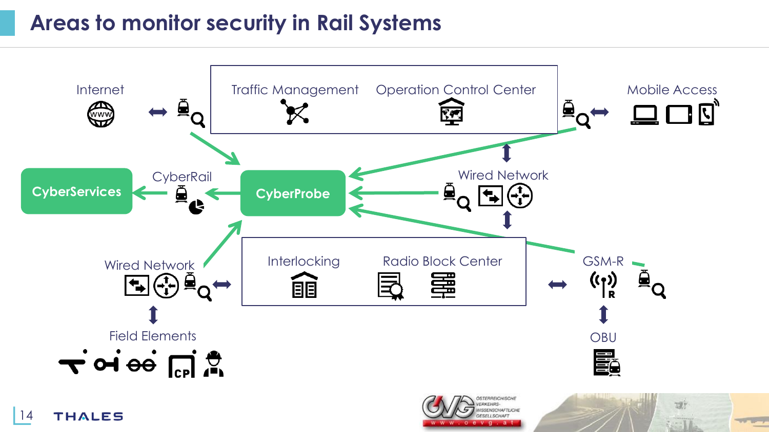# Areas to monitor security in Rail Systems

Internet

Traffic Management

Operation Control Center

Mobile Access

CyberServices

CyberRail

CyberProbe

Wired Network

Wired Network

Interlocking

Radio Block Center

GSM-R

Field Elements

OBU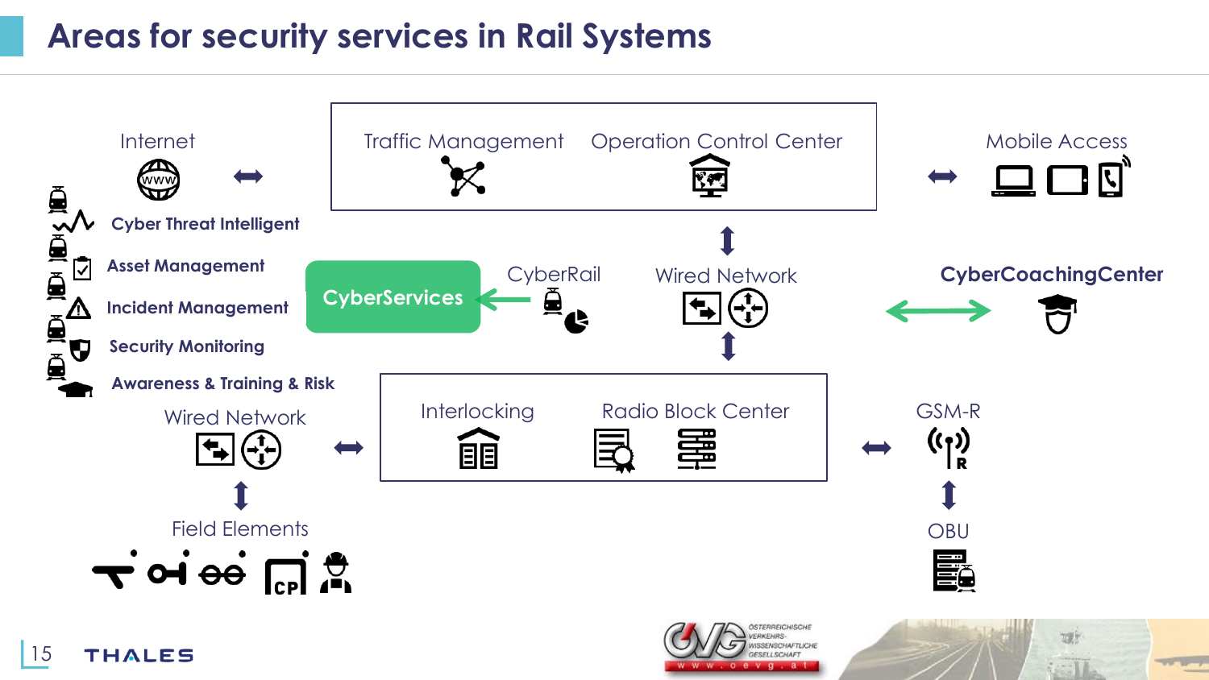# Areas for security services in Rail Systems

Internet

Traffic Management

Operation Control Center

Mobile Access

Cyber Threat Intelligent

Asset Management

Incident Management

Security Monitoring

Awareness & Training & Risk

CyberServices

CyberRail

Wired Network

CyberCoachingCenter

Wired Network

Interlocking

Radio Block Center

GSM-R

Field Elements

OBU